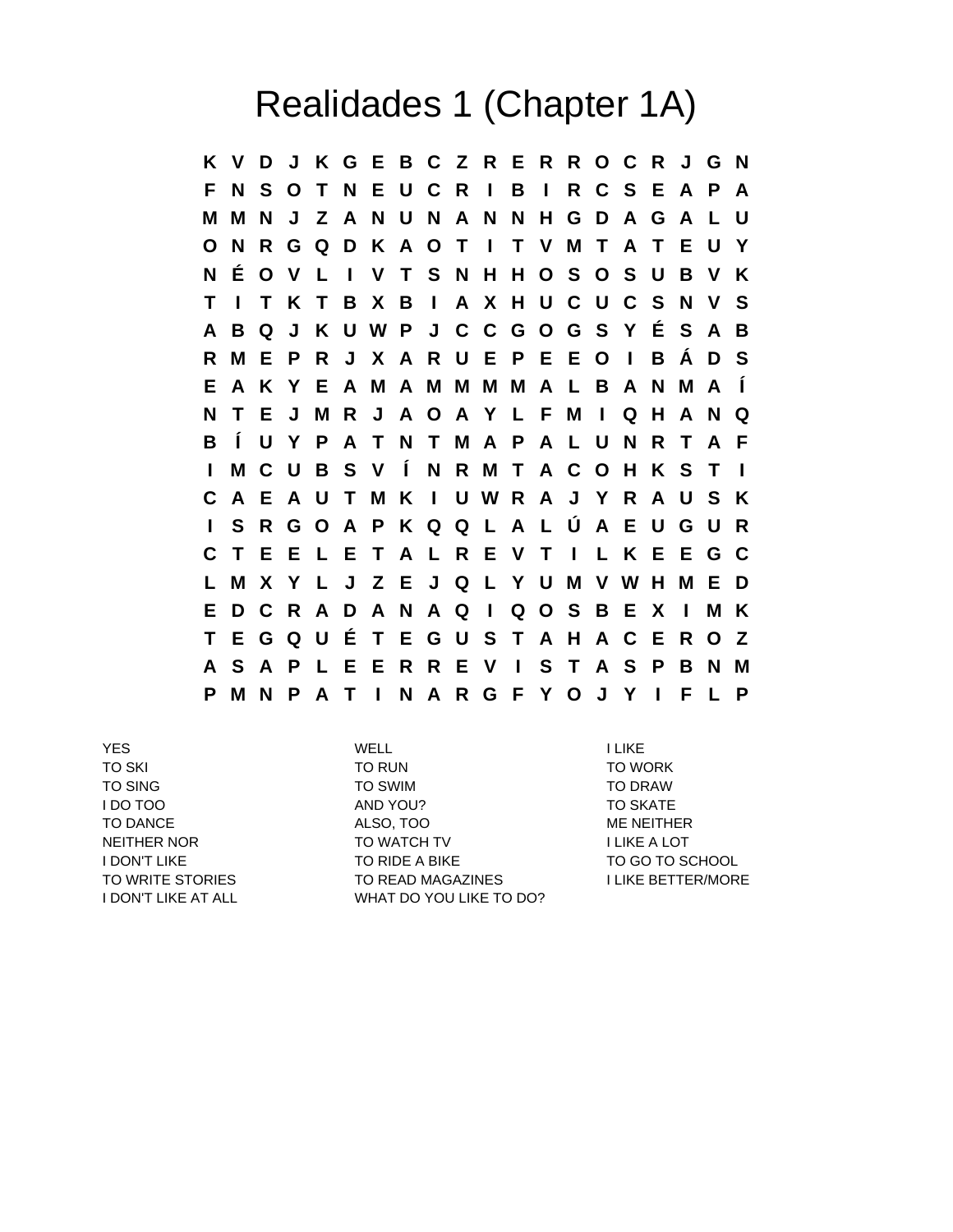# Realidades 1 (Chapter 1A)

```
K V D J K G E B C Z R E R R O C R J G N
F N S O T N E U C R I B I R C S E A P A
M M N J Z A N U N A N N H G D A G A L U
O N R G Q D K A O T I T V M T A T E U Y
N É O V L I V T S N H H O S O S U B V K
T I T K T B X B I A X H U C U C S N V S
A B Q J K U W P J C C G O G S Y É S A B
R M E P R J X A R U E P E E O I B Á D S
E A K Y E A M A M M M M A L B A N M A Í
N T E J M R J A O A Y L F M I Q H A N Q
B Í U Y P A T N T M A P A L U N R T A F
I M C U B S V Í N R M T A C O H K S T I
C A E A U T M K I U W R A J Y R A U S K
I S R G O A P K Q Q L A L Ú A E U G U R
C T E E L E T A L R E V T I L K E E G C
L M X Y L J Z E J Q L Y U M V W H M E D
E D C R A D A N A Q I Q O S B E X I M K
T E G Q U É T E G U S T A H A C E R O Z
A S A P L E E R R E V I S T A S P B N M
P M N P A T I N A R G F Y O J Y I F L P
```

YES
TO SKI
TO SING
I DO TOO
TO DANCE
NEITHER NOR
I DON'T LIKE
TO WRITE STORIES
I DON'T LIKE AT ALL
WELL
TO RUN
TO SWIM
AND YOU?
ALSO, TOO
TO WATCH TV
TO RIDE A BIKE
TO READ MAGAZINES
WHAT DO YOU LIKE TO DO?
I LIKE
TO WORK
TO DRAW
TO SKATE
ME NEITHER
I LIKE A LOT
TO GO TO SCHOOL
I LIKE BETTER/MORE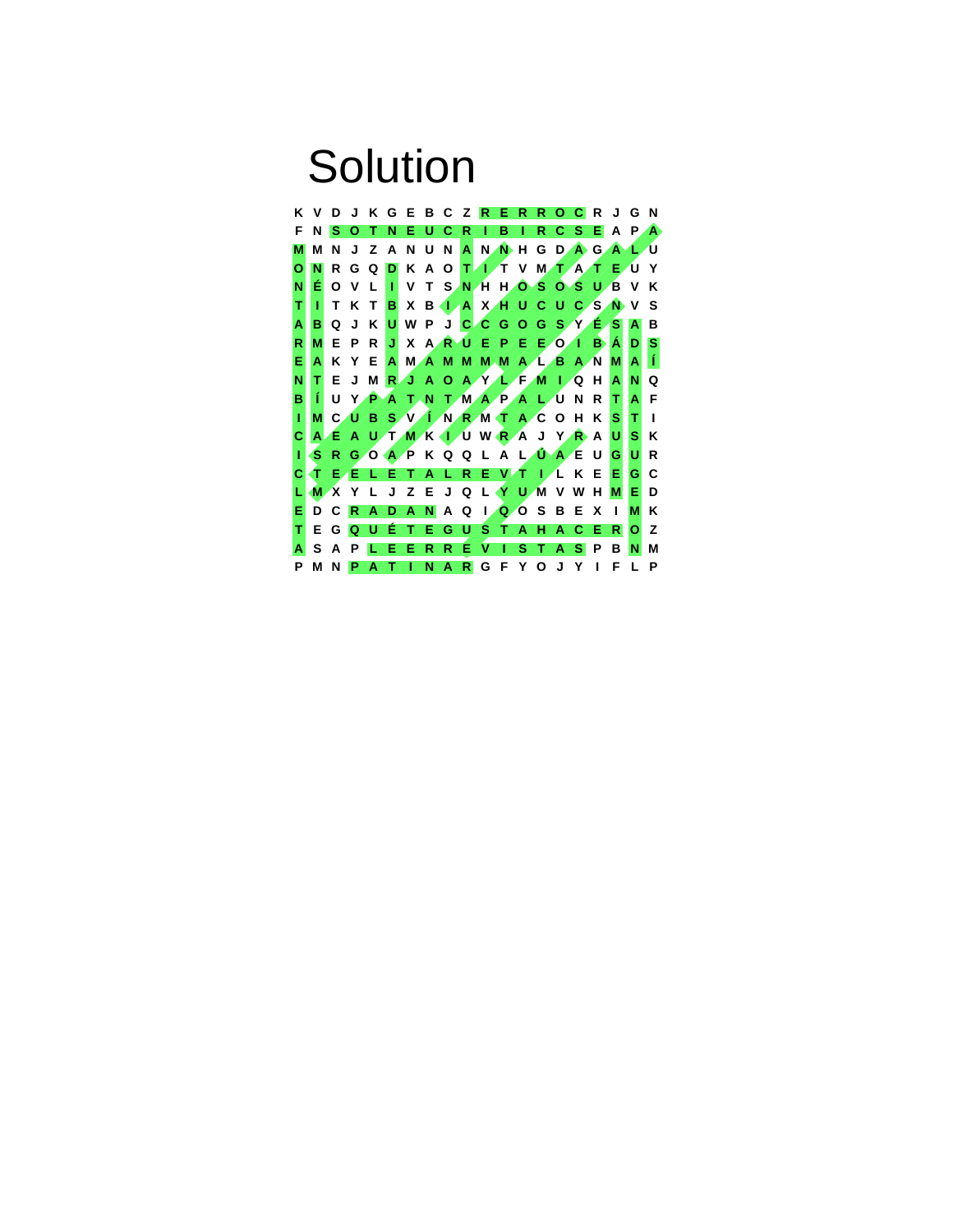# Solution

```
K V D J K G E B C Z R E R R O C R J G N
F N S O T N E U C R I B I R C S E A P A
M M N J Z A N U N A N N H G D A G A L U
O N R G Q D K A O T I T V M T A T E U Y
N É O V L I V T S N H H O S O S U B V K
T I T K T B X B I A X H U C U C S N V S
A B Q J K U W P J C C G O G S Y É S A B
R M E P R J X A R U E P E E O I B Á D S
E A K Y E A M A M M M M A L B A N M A Í
N T E J M R J A O A Y L F M I Q H A N Q
B Í U Y P A T N T M A P A L U N R T A F
I M C U B S V Í N R M T A C O H K S T I
C A E A U T M K I U W R A J Y R A U S K
I S R G O A P K Q Q L A L Ú A E U G U R
C T E E L E T A L R E V T I L K E E G C
L M X Y L J Z E J Q L Y U M V W H M E D
E D C R A D A N A Q I Q O S B E X I M K
T E G Q U É T E G U S T A H A C E R O Z
A S A P L E E R R E V I S T A S P B N M
P M N P A T I N A R G F Y O J Y I F L P
```